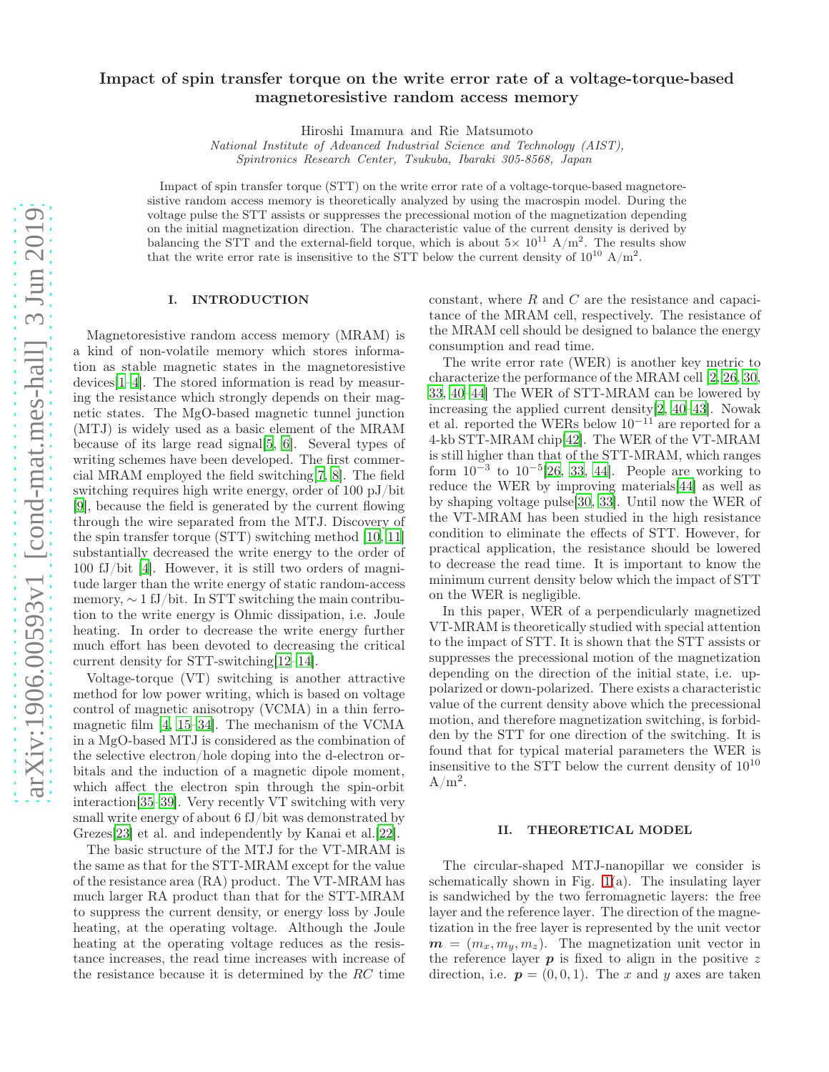# Impact of spin transfer torque on the write error rate of a voltage-torque-based magnetoresistive random access memory

Hiroshi Imamura and Rie Matsumoto

*National Institute of Advanced Industrial Science and Technology (AIST), Spintronics Research Center, Tsukuba, Ibaraki 305-8568, Japan*

Impact of spin transfer torque (STT) on the write error rate of a voltage-torque-based magnetoresistive random access memory is theoretically analyzed by using the macrospin model. During the voltage pulse the STT assists or suppresses the precessional motion of the magnetization depending on the initial magnetization direction. The characteristic value of the current density is derived by balancing the STT and the external-field torque, which is about $5\times 10^{11}$ A/m$^2$. The results show that the write error rate is insensitive to the STT below the current density of $10^{10}$ A/m$^2$.

## I. INTRODUCTION

Magnetoresistive random access memory (MRAM) is a kind of non-volatile memory which stores information as stable magnetic states in the magnetoresistive devices[1–4]. The stored information is read by measuring the resistance which strongly depends on their magnetic states. The MgO-based magnetic tunnel junction (MTJ) is widely used as a basic element of the MRAM because of its large read signal[5, 6]. Several types of writing schemes have been developed. The first commercial MRAM employed the field switching[7, 8]. The field switching requires high write energy, order of 100 pJ/bit [9], because the field is generated by the current flowing through the wire separated from the MTJ. Discovery of the spin transfer torque (STT) switching method [10, 11] substantially decreased the write energy to the order of 100 fJ/bit [4]. However, it is still two orders of magnitude larger than the write energy of static random-access memory, $\sim 1$ fJ/bit. In STT switching the main contribution to the write energy is Ohmic dissipation, i.e. Joule heating. In order to decrease the write energy further much effort has been devoted to decreasing the critical current density for STT-switching[12–14].

Voltage-torque (VT) switching is another attractive method for low power writing, which is based on voltage control of magnetic anisotropy (VCMA) in a thin ferromagnetic film [4, 15–34]. The mechanism of the VCMA in a MgO-based MTJ is considered as the combination of the selective electron/hole doping into the d-electron orbitals and the induction of a magnetic dipole moment, which affect the electron spin through the spin-orbit interaction[35–39]. Very recently VT switching with very small write energy of about 6 fJ/bit was demonstrated by Grezes[23] et al. and independently by Kanai et al.[22].

The basic structure of the MTJ for the VT-MRAM is the same as that for the STT-MRAM except for the value of the resistance area (RA) product. The VT-MRAM has much larger RA product than that for the STT-MRAM to suppress the current density, or energy loss by Joule heating, at the operating voltage. Although the Joule heating at the operating voltage reduces as the resistance increases, the read time increases with increase of the resistance because it is determined by the $RC$ time constant, where $R$ and $C$ are the resistance and capacitance of the MRAM cell, respectively. The resistance of the MRAM cell should be designed to balance the energy consumption and read time.

The write error rate (WER) is another key metric to characterize the performance of the MRAM cell [2, 26, 30, 33, 40–44] The WER of STT-MRAM can be lowered by increasing the applied current density[2, 40–43]. Nowak et al. reported the WERs below $10^{-11}$ are reported for a 4-kb STT-MRAM chip[42]. The WER of the VT-MRAM is still higher than that of the STT-MRAM, which ranges form $10^{-3}$ to $10^{-5}$[26, 33, 44]. People are working to reduce the WER by improving materials[44] as well as by shaping voltage pulse[30, 33]. Until now the WER of the VT-MRAM has been studied in the high resistance condition to eliminate the effects of STT. However, for practical application, the resistance should be lowered to decrease the read time. It is important to know the minimum current density below which the impact of STT on the WER is negligible.

In this paper, WER of a perpendicularly magnetized VT-MRAM is theoretically studied with special attention to the impact of STT. It is shown that the STT assists or suppresses the precessional motion of the magnetization depending on the direction of the initial state, i.e. up-polarized or down-polarized. There exists a characteristic value of the current density above which the precessional motion, and therefore magnetization switching, is forbidden by the STT for one direction of the switching. It is found that for typical material parameters the WER is insensitive to the STT below the current density of $10^{10}$ A/m$^2$.

## II. THEORETICAL MODEL

The circular-shaped MTJ-nanopillar we consider is schematically shown in Fig. 1(a). The insulating layer is sandwiched by the two ferromagnetic layers: the free layer and the reference layer. The direction of the magnetization in the free layer is represented by the unit vector $\boldsymbol{m} = (m_x, m_y, m_z)$. The magnetization unit vector in the reference layer $\boldsymbol{p}$ is fixed to align in the positive $z$ direction, i.e. $\boldsymbol{p} = (0, 0, 1)$. The $x$ and $y$ axes are taken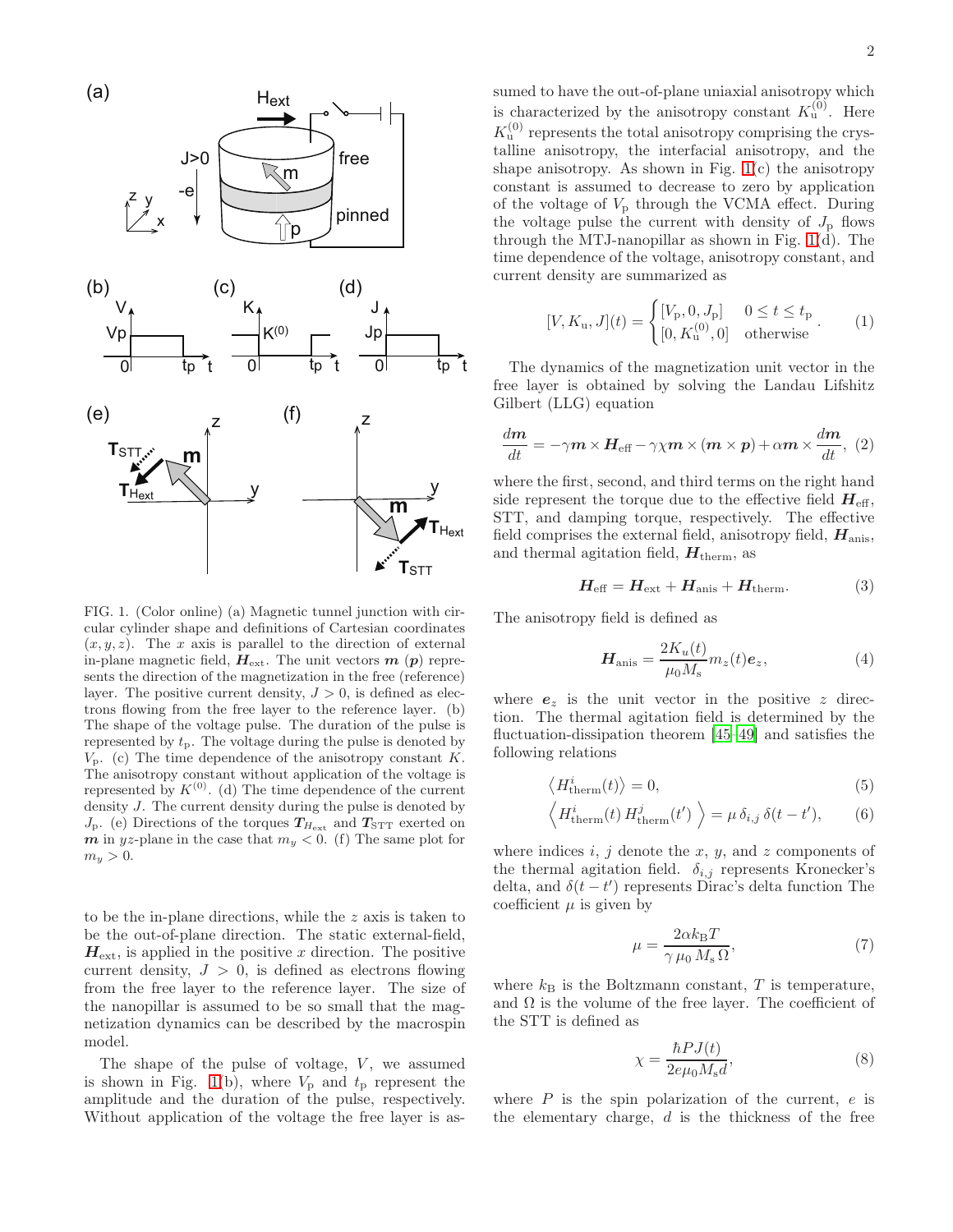FIG. 1. (Color online) (a) Magnetic tunnel junction with circular cylinder shape and definitions of Cartesian coordinates $(x, y, z)$. The $x$ axis is parallel to the direction of external in-plane magnetic field, $\boldsymbol{H}_{\rm ext}$. The unit vectors $\boldsymbol{m}$ ($\boldsymbol{p}$) represents the direction of the magnetization in the free (reference) layer. The positive current density, $J > 0$, is defined as electrons flowing from the free layer to the reference layer. (b) The shape of the voltage pulse. The duration of the pulse is represented by $t_{\rm p}$. The voltage during the pulse is denoted by $V_{\rm p}$. (c) The time dependence of the anisotropy constant $K$. The anisotropy constant without application of the voltage is represented by $K^{(0)}$. (d) The time dependence of the current density $J$. The current density during the pulse is denoted by $J_{\rm p}$. (e) Directions of the torques $\boldsymbol{T}_{H_{\rm ext}}$ and $\boldsymbol{T}_{\rm STT}$ exerted on $\boldsymbol{m}$ in $yz$-plane in the case that $m_y < 0$. (f) The same plot for $m_y > 0$.

to be the in-plane directions, while the $z$ axis is taken to be the out-of-plane direction. The static external-field, $\boldsymbol{H}_{\rm ext}$, is applied in the positive $x$ direction. The positive current density, $J > 0$, is defined as electrons flowing from the free layer to the reference layer. The size of the nanopillar is assumed to be so small that the magnetization dynamics can be described by the macrospin model.

The shape of the pulse of voltage, $V$, we assumed is shown in Fig. 1(b), where $V_{\rm p}$ and $t_{\rm p}$ represent the amplitude and the duration of the pulse, respectively. Without application of the voltage the free layer is assumed to have the out-of-plane uniaxial anisotropy which is characterized by the anisotropy constant $K_{\rm u}^{(0)}$. Here $K_{\rm u}^{(0)}$ represents the total anisotropy comprising the crystalline anisotropy, the interfacial anisotropy, and the shape anisotropy. As shown in Fig. 1(c) the anisotropy constant is assumed to decrease to zero by application of the voltage of $V_{\rm p}$ through the VCMA effect. During the voltage pulse the current with density of $J_{\rm p}$ flows through the MTJ-nanopillar as shown in Fig. 1(d). The time dependence of the voltage, anisotropy constant, and current density are summarized as

$$[V, K_{\rm u}, J](t) = \begin{cases} [V_{\rm p}, 0, J_{\rm p}] & 0 \le t \le t_{\rm p} \\ [0, K_{\rm u}^{(0)}, 0] & \text{otherwise} \end{cases}. \quad (1)$$

The dynamics of the magnetization unit vector in the free layer is obtained by solving the Landau Lifshitz Gilbert (LLG) equation

$$\frac{d\boldsymbol{m}}{dt} = -\gamma \boldsymbol{m} \times \boldsymbol{H}_{\rm eff} - \gamma \chi \boldsymbol{m} \times (\boldsymbol{m} \times \boldsymbol{p}) + \alpha \boldsymbol{m} \times \frac{d\boldsymbol{m}}{dt}, \quad (2)$$

where the first, second, and third terms on the right hand side represent the torque due to the effective field $\boldsymbol{H}_{\rm eff}$, STT, and damping torque, respectively. The effective field comprises the external field, anisotropy field, $\boldsymbol{H}_{\rm anis}$, and thermal agitation field, $\boldsymbol{H}_{\rm therm}$, as

$$\boldsymbol{H}_{\rm eff} = \boldsymbol{H}_{\rm ext} + \boldsymbol{H}_{\rm anis} + \boldsymbol{H}_{\rm therm}. \quad (3)$$

The anisotropy field is defined as

$$\boldsymbol{H}_{\rm anis} = \frac{2K_u(t)}{\mu_0 M_{\rm s}} m_z(t) \boldsymbol{e}_z, \quad (4)$$

where $\boldsymbol{e}_z$ is the unit vector in the positive $z$ direction. The thermal agitation field is determined by the fluctuation-dissipation theorem [45–49] and satisfies the following relations

$$\left\langle H_{\rm therm}^i(t) \right\rangle = 0, \quad (5)$$

$$\left\langle H_{\rm therm}^i(t)\, H_{\rm therm}^j(t') \right\rangle = \mu\, \delta_{i,j}\, \delta(t - t'), \quad (6)$$

where indices $i$, $j$ denote the $x$, $y$, and $z$ components of the thermal agitation field. $\delta_{i,j}$ represents Kronecker's delta, and $\delta(t - t')$ represents Dirac's delta function The coefficient $\mu$ is given by

$$\mu = \frac{2\alpha k_{\rm B} T}{\gamma\, \mu_0\, M_{\rm s}\, \Omega}, \quad (7)$$

where $k_{\rm B}$ is the Boltzmann constant, $T$ is temperature, and $\Omega$ is the volume of the free layer. The coefficient of the STT is defined as

$$\chi = \frac{\hbar P J(t)}{2e\mu_0 M_{\rm s} d}, \quad (8)$$

where $P$ is the spin polarization of the current, $e$ is the elementary charge, $d$ is the thickness of the free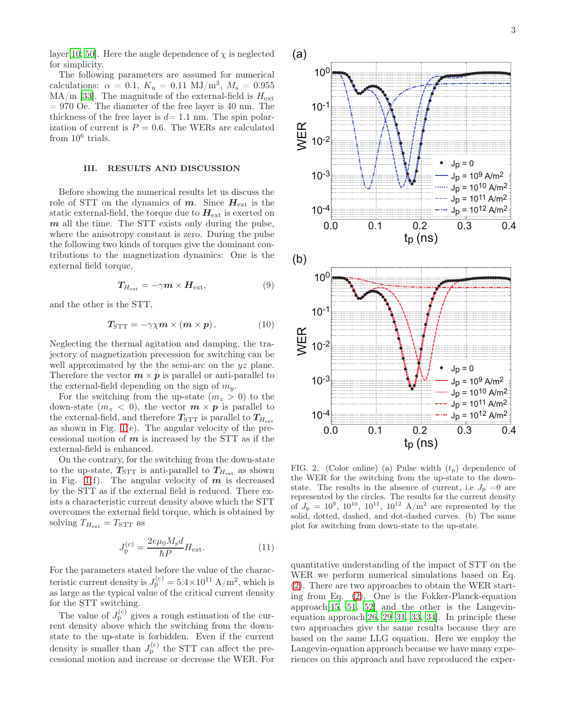layer[10, 50]. Here the angle dependence of $\chi$ is neglected for simplicity.

The following parameters are assumed for numerical calculations: $\alpha = 0.1$, $K_{\rm u} = 0.11$ MJ/m$^3$, $M_{\rm s} = 0.955$ MA/m [33]. The magnitude of the external-field is $H_{\rm ext} = 970$ Oe. The diameter of the free layer is 40 nm. The thickness of the free layer is $d = 1.1$ nm. The spin polarization of current is $P = 0.6$. The WERs are calculated from $10^6$ trials.

## III. RESULTS AND DISCUSSION

Before showing the numerical results let us discuss the role of STT on the dynamics of $\boldsymbol{m}$. Since $\boldsymbol{H}_{\rm ext}$ is the static external-field, the torque due to $\boldsymbol{H}_{\rm ext}$ is exerted on $\boldsymbol{m}$ all the time. The STT exists only during the pulse, where the anisotropy constant is zero. During the pulse the following two kinds of torques give the dominant contributions to the magnetization dynamics: One is the external field torque,

$$\boldsymbol{T}_{H_{\rm ext}} = -\gamma \boldsymbol{m} \times \boldsymbol{H}_{\rm ext}, \tag{9}$$

and the other is the STT,

$$\boldsymbol{T}_{\rm STT} = -\gamma\chi \boldsymbol{m} \times (\boldsymbol{m} \times \boldsymbol{p}). \tag{10}$$

Neglecting the thermal agitation and damping, the trajectory of magnetization precession for switching can be well approximated by the the semi-arc on the $yz$ plane. Therefore the vector $\boldsymbol{m} \times \boldsymbol{p}$ is parallel or anti-parallel to the external-field depending on the sign of $m_y$.

For the switching from the up-state ($m_z > 0$) to the down-state ($m_z < 0$), the vector $\boldsymbol{m} \times \boldsymbol{p}$ is parallel to the external-field, and therefore $\boldsymbol{T}_{\rm STT}$ is parallel to $\boldsymbol{T}_{H_{\rm ext}}$ as shown in Fig. 1(e). The angular velocity of the precessional motion of $\boldsymbol{m}$ is increased by the STT as if the external-field is enhanced.

On the contrary, for the switching from the down-state to the up-state, $\boldsymbol{T}_{\rm STT}$ is anti-parallel to $\boldsymbol{T}_{H_{\rm ext}}$ as shown in Fig. 1(f). The angular velocity of $\boldsymbol{m}$ is decreased by the STT as if the external field is reduced. There exists a characteristic current density above which the STT overcomes the external field torque, which is obtained by solving $T_{H_{\rm ext}} = T_{\rm STT}$ as

$$J_{\rm p}^{(c)} = \frac{2e\mu_0 M_{\rm s} d}{\hbar P} H_{\rm ext}. \tag{11}$$

For the parameters stated before the value of the characteristic current density is $J_{\rm p}^{(c)} = 5.4\times 10^{11}$ A/m$^2$, which is as large as the typical value of the critical current density for the STT switching.

The value of $J_{\rm p}^{(c)}$ gives a rough estimation of the current density above which the switching from the down-state to the up-state is forbidden. Even if the current density is smaller than $J_{\rm p}^{(c)}$ the STT can affect the precessional motion and increase or decrease the WER. For quantitative understanding of the impact of STT on the WER we perform numerical simulations based on Eq. (2). There are two approaches to obtain the WER starting from Eq. (2). One is the Fokker-Planck-equation approach[45, 51, 52] and the other is the Langevin-equation approach[26, 29–31, 33, 34]. In principle these two approaches give the same results because they are based on the same LLG equation. Here we employ the Langevin-equation approach because we have many experiences on this approach and have reproduced the exper-

FIG. 2. (Color online) (a) Pulse width ($t_{\rm p}$) dependence of the WER for the switching from the up-state to the down-state. The results in the absence of current, i.e $J_{\rm p} = 0$ are represented by the circles. The results for the current density of $J_{\rm p} = 10^9$, $10^{10}$, $10^{11}$, $10^{12}$ A/m$^2$ are represented by the solid, dotted, dashed, and dot-dashed curves. (b) The same plot for switching from down-state to the up-state.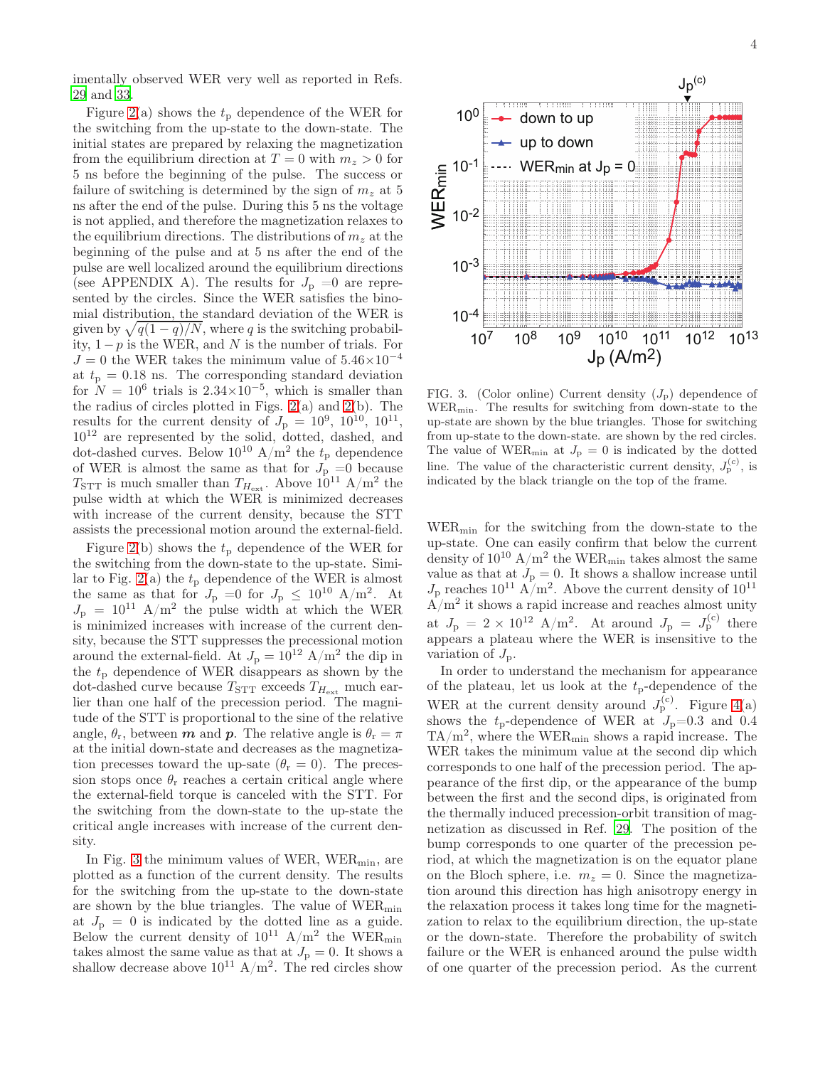imentally observed WER very well as reported in Refs. 29 and 33.

Figure 2(a) shows the $t_\mathrm{p}$ dependence of the WER for the switching from the up-state to the down-state. The initial states are prepared by relaxing the magnetization from the equilibrium direction at $T = 0$ with $m_z > 0$ for 5 ns before the beginning of the pulse. The success or failure of switching is determined by the sign of $m_z$ at 5 ns after the end of the pulse. During this 5 ns the voltage is not applied, and therefore the magnetization relaxes to the equilibrium directions. The distributions of $m_z$ at the beginning of the pulse and at 5 ns after the end of the pulse are well localized around the equilibrium directions (see APPENDIX A). The results for $J_\mathrm{p}$ =0 are represented by the circles. Since the WER satisfies the binomial distribution, the standard deviation of the WER is given by $\sqrt{q(1-q)/N}$, where $q$ is the switching probability, $1-p$ is the WER, and $N$ is the number of trials. For $J = 0$ the WER takes the minimum value of $5.46\times10^{-4}$ at $t_\mathrm{p} = 0.18$ ns. The corresponding standard deviation for $N = 10^6$ trials is $2.34\times10^{-5}$, which is smaller than the radius of circles plotted in Figs. 2(a) and 2(b). The results for the current density of $J_\mathrm{p} = 10^9$, $10^{10}$, $10^{11}$, $10^{12}$ are represented by the solid, dotted, dashed, and dot-dashed curves. Below $10^{10}$ A/m$^2$ the $t_\mathrm{p}$ dependence of WER is almost the same as that for $J_\mathrm{p}$ =0 because $T_\mathrm{STT}$ is much smaller than $T_{H_\mathrm{ext}}$. Above $10^{11}$ A/m$^2$ the pulse width at which the WER is minimized decreases with increase of the current density, because the STT assists the precessional motion around the external-field.

Figure 2(b) shows the $t_\mathrm{p}$ dependence of the WER for the switching from the down-state to the up-state. Similar to Fig. 2(a) the $t_\mathrm{p}$ dependence of the WER is almost the same as that for $J_\mathrm{p}$ =0 for $J_\mathrm{p} \leq 10^{10}$ A/m$^2$. At $J_\mathrm{p} = 10^{11}$ A/m$^2$ the pulse width at which the WER is minimized increases with increase of the current density, because the STT suppresses the precessional motion around the external-field. At $J_\mathrm{p} = 10^{12}$ A/m$^2$ the dip in the $t_\mathrm{p}$ dependence of WER disappears as shown by the dot-dashed curve because $T_\mathrm{STT}$ exceeds $T_{H_\mathrm{ext}}$ much earlier than one half of the precession period. The magnitude of the STT is proportional to the sine of the relative angle, $\theta_\mathrm{r}$, between $\boldsymbol{m}$ and $\boldsymbol{p}$. The relative angle is $\theta_\mathrm{r} = \pi$ at the initial down-state and decreases as the magnetization precesses toward the up-sate ($\theta_\mathrm{r} = 0$). The precession stops once $\theta_\mathrm{r}$ reaches a certain critical angle where the external-field torque is canceled with the STT. For the switching from the down-state to the up-state the critical angle increases with increase of the current density.

In Fig. 3 the minimum values of WER, $\mathrm{WER}_\mathrm{min}$, are plotted as a function of the current density. The results for the switching from the up-state to the down-state are shown by the blue triangles. The value of $\mathrm{WER}_\mathrm{min}$ at $J_\mathrm{p} = 0$ is indicated by the dotted line as a guide. Below the current density of $10^{11}$ A/m$^2$ the $\mathrm{WER}_\mathrm{min}$ takes almost the same value as that at $J_\mathrm{p} = 0$. It shows a shallow decrease above $10^{11}$ A/m$^2$. The red circles show $\mathrm{WER}_\mathrm{min}$ for the switching from the down-state to the up-state. One can easily confirm that below the current density of $10^{10}$ A/m$^2$ the $\mathrm{WER}_\mathrm{min}$ takes almost the same value as that at $J_\mathrm{p} = 0$. It shows a shallow increase until $J_\mathrm{p}$ reaches $10^{11}$ A/m$^2$. Above the current density of $10^{11}$ A/m$^2$ it shows a rapid increase and reaches almost unity at $J_\mathrm{p} = 2\times10^{12}$ A/m$^2$. At around $J_\mathrm{p} = J_\mathrm{p}^{(\mathrm{c})}$ there appears a plateau where the WER is insensitive to the variation of $J_\mathrm{p}$.

FIG. 3. (Color online) Current density ($J_\mathrm{p}$) dependence of $\mathrm{WER}_\mathrm{min}$. The results for switching from down-state to the up-state are shown by the blue triangles. Those for switching from up-state to the down-state. are shown by the red circles. The value of $\mathrm{WER}_\mathrm{min}$ at $J_\mathrm{p} = 0$ is indicated by the dotted line. The value of the characteristic current density, $J_\mathrm{p}^{(\mathrm{c})}$, is indicated by the black triangle on the top of the frame.

In order to understand the mechanism for appearance of the plateau, let us look at the $t_\mathrm{p}$-dependence of the WER at the current density around $J_\mathrm{p}^{(\mathrm{c})}$. Figure 4(a) shows the $t_\mathrm{p}$-dependence of WER at $J_\mathrm{p}$=0.3 and 0.4 TA/m$^2$, where the $\mathrm{WER}_\mathrm{min}$ shows a rapid increase. The WER takes the minimum value at the second dip which corresponds to one half of the precession period. The appearance of the first dip, or the appearance of the bump between the first and the second dips, is originated from the thermally induced precession-orbit transition of magnetization as discussed in Ref. 29. The position of the bump corresponds to one quarter of the precession period, at which the magnetization is on the equator plane on the Bloch sphere, i.e. $m_z = 0$. Since the magnetization around this direction has high anisotropy energy in the relaxation process it takes long time for the magnetization to relax to the equilibrium direction, the up-state or the down-state. Therefore the probability of switch failure or the WER is enhanced around the pulse width of one quarter of the precession period. As the current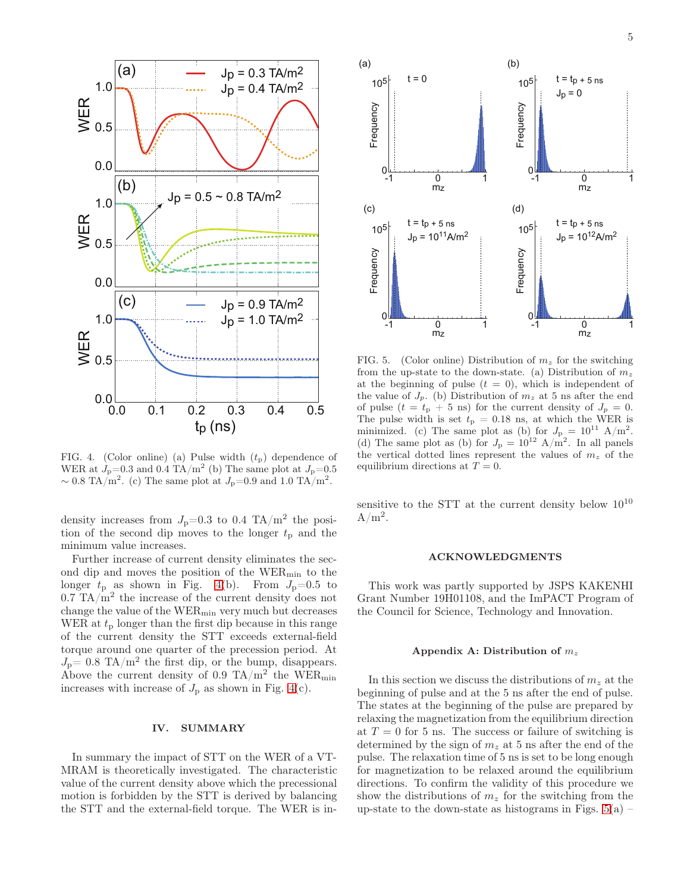FIG. 4. (Color online) (a) Pulse width ($t_{\rm p}$) dependence of WER at $J_{\rm p}$=0.3 and 0.4 TA/m$^2$ (b) The same plot at $J_{\rm p}$=0.5 $\sim$ 0.8 TA/m$^2$. (c) The same plot at $J_{\rm p}$=0.9 and 1.0 TA/m$^2$.

density increases from $J_{\rm p}$=0.3 to 0.4 TA/m$^2$ the position of the second dip moves to the longer $t_{\rm p}$ and the minimum value increases.

Further increase of current density eliminates the second dip and moves the position of the WER$_{\rm min}$ to the longer $t_{\rm p}$ as shown in Fig. 4(b). From $J_{\rm p}$=0.5 to 0.7 TA/m$^2$ the increase of the current density does not change the value of the WER$_{\rm min}$ very much but decreases WER at $t_{\rm p}$ longer than the first dip because in this range of the current density the STT exceeds external-field torque around one quarter of the precession period. At $J_{\rm p}$= 0.8 TA/m$^2$ the first dip, or the bump, disappears. Above the current density of 0.9 TA/m$^2$ the WER$_{\rm min}$ increases with increase of $J_{\rm p}$ as shown in Fig. 4(c).

## IV. SUMMARY

In summary the impact of STT on the WER of a VT-MRAM is theoretically investigated. The characteristic value of the current density above which the precessional motion is forbidden by the STT is derived by balancing the STT and the external-field torque. The WER is insensitive to the STT at the current density below $10^{10}$ A/m$^2$.

FIG. 5. (Color online) Distribution of $m_z$ for the switching from the up-state to the down-state. (a) Distribution of $m_z$ at the beginning of pulse ($t$ = 0), which is independent of the value of $J_p$. (b) Distribution of $m_z$ at 5 ns after the end of pulse ($t = t_{\rm p}$ + 5 ns) for the current density of $J_p$ = 0. The pulse width is set $t_{\rm p}$ = 0.18 ns, at which the WER is minimized. (c) The same plot as (b) for $J_{\rm p}$ = $10^{11}$ A/m$^2$. (d) The same plot as (b) for $J_{\rm p}$ = $10^{12}$ A/m$^2$. In all panels the vertical dotted lines represent the values of $m_z$ of the equilibrium directions at $T$ = 0.

### ACKNOWLEDGMENTS

This work was partly supported by JSPS KAKENHI Grant Number 19H01108, and the ImPACT Program of the Council for Science, Technology and Innovation.

### Appendix A: Distribution of $m_z$

In this section we discuss the distributions of $m_z$ at the beginning of pulse and at the 5 ns after the end of pulse. The states at the beginning of the pulse are prepared by relaxing the magnetization from the equilibrium direction at $T$ = 0 for 5 ns. The success or failure of switching is determined by the sign of $m_z$ at 5 ns after the end of the pulse. The relaxation time of 5 ns is set to be long enough for magnetization to be relaxed around the equilibrium directions. To confirm the validity of this procedure we show the distributions of $m_z$ for the switching from the up-state to the down-state as histograms in Figs. 5(a) –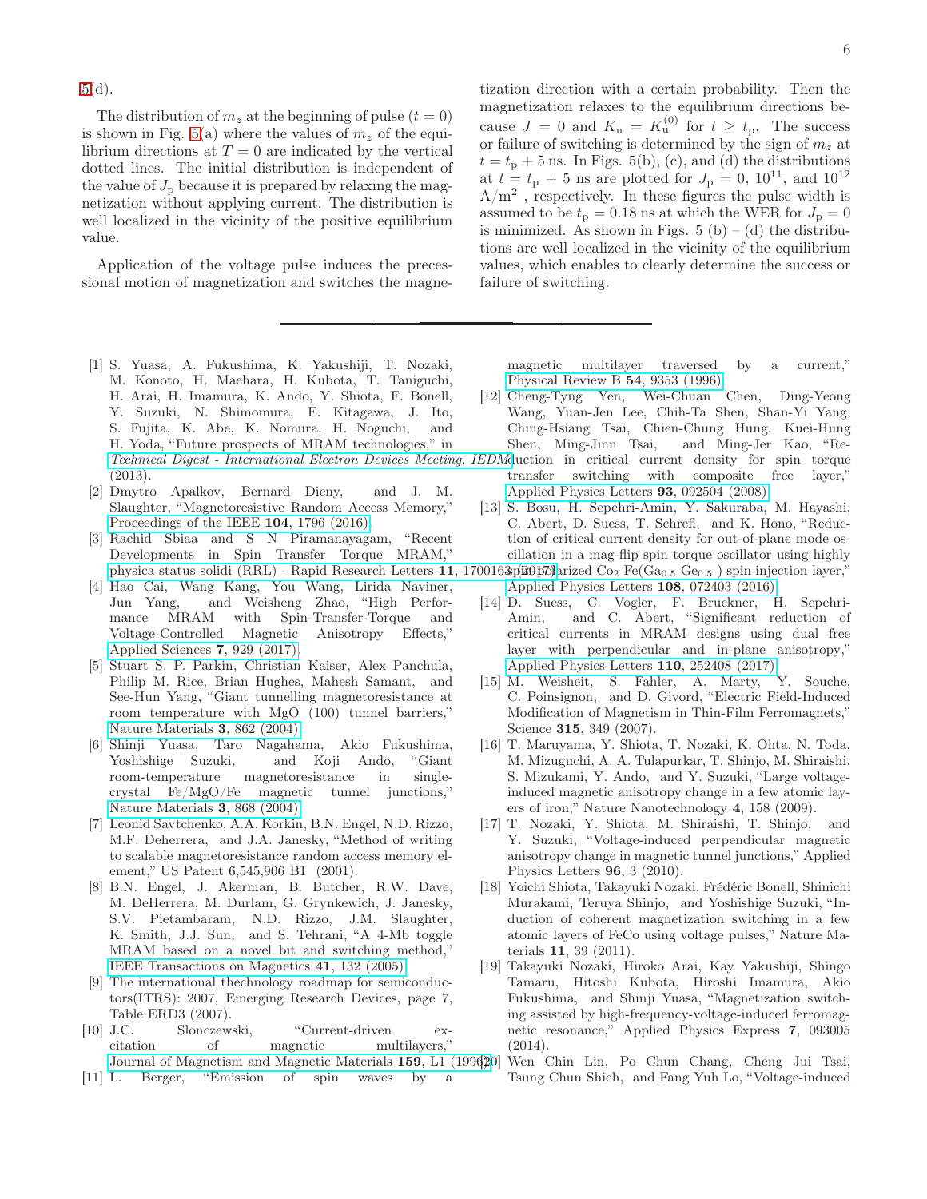5(d).

The distribution of $m_z$ at the beginning of pulse ($t = 0$) is shown in Fig. 5(a) where the values of $m_z$ of the equilibrium directions at $T = 0$ are indicated by the vertical dotted lines. The initial distribution is independent of the value of $J_\mathrm{p}$ because it is prepared by relaxing the magnetization without applying current. The distribution is well localized in the vicinity of the positive equilibrium value.

Application of the voltage pulse induces the precessional motion of magnetization and switches the magnetization direction with a certain probability. Then the magnetization relaxes to the equilibrium directions because $J = 0$ and $K_\mathrm{u} = K_\mathrm{u}^{(0)}$ for $t \geq t_\mathrm{p}$. The success or failure of switching is determined by the sign of $m_z$ at $t = t_\mathrm{p} + 5$ ns. In Figs. 5(b), (c), and (d) the distributions at $t = t_\mathrm{p} + 5$ ns are plotted for $J_\mathrm{p} = 0$, $10^{11}$, and $10^{12}$ A/m$^2$ , respectively. In these figures the pulse width is assumed to be $t_\mathrm{p} = 0.18$ ns at which the WER for $J_\mathrm{p} = 0$ is minimized. As shown in Figs. 5 (b) – (d) the distributions are well localized in the vicinity of the equilibrium values, which enables to clearly determine the success or failure of switching.

---

[1] S. Yuasa, A. Fukushima, K. Yakushiji, T. Nozaki, M. Konoto, H. Maehara, H. Kubota, T. Taniguchi, H. Arai, H. Imamura, K. Ando, Y. Shiota, F. Bonell, Y. Suzuki, N. Shimomura, E. Kitagawa, J. Ito, S. Fujita, K. Abe, K. Nomura, H. Noguchi, and H. Yoda, "Future prospects of MRAM technologies," in *Technical Digest - International Electron Devices Meeting, IEDM* (2013).

[2] Dmytro Apalkov, Bernard Dieny, and J. M. Slaughter, "Magnetoresistive Random Access Memory," Proceedings of the IEEE **104**, 1796 (2016).

[3] Rachid Sbiaa and S N Piramanayagam, "Recent Developments in Spin Transfer Torque MRAM," physica status solidi (RRL) - Rapid Research Letters **11**, 1700163 (2017).

[4] Hao Cai, Wang Kang, You Wang, Lirida Naviner, Jun Yang, and Weisheng Zhao, "High Performance MRAM with Spin-Transfer-Torque and Voltage-Controlled Magnetic Anisotropy Effects," Applied Sciences **7**, 929 (2017).

[5] Stuart S. P. Parkin, Christian Kaiser, Alex Panchula, Philip M. Rice, Brian Hughes, Mahesh Samant, and See-Hun Yang, "Giant tunnelling magnetoresistance at room temperature with MgO (100) tunnel barriers," Nature Materials **3**, 862 (2004).

[6] Shinji Yuasa, Taro Nagahama, Akio Fukushima, Yoshishige Suzuki, and Koji Ando, "Giant room-temperature magnetoresistance in single-crystal Fe/MgO/Fe magnetic tunnel junctions," Nature Materials **3**, 868 (2004).

[7] Leonid Savtchenko, A.A. Korkin, B.N. Engel, N.D. Rizzo, M.F. Deherrera, and J.A. Janesky, "Method of writing to scalable magnetoresistance random access memory element," US Patent 6,545,906 B1 (2001).

[8] B.N. Engel, J. Akerman, B. Butcher, R.W. Dave, M. DeHerrera, M. Durlam, G. Grynkewich, J. Janesky, S.V. Pietambaram, N.D. Rizzo, J.M. Slaughter, K. Smith, J.J. Sun, and S. Tehrani, "A 4-Mb toggle MRAM based on a novel bit and switching method," IEEE Transactions on Magnetics **41**, 132 (2005).

[9] The international thechnology roadmap for semiconductors(ITRS): 2007, Emerging Research Devices, page 7, Table ERD3 (2007).

[10] J.C. Slonczewski, "Current-driven excitation of magnetic multilayers," Journal of Magnetism and Magnetic Materials **159**, L1 (1996).

[11] L. Berger, "Emission of spin waves by a magnetic multilayer traversed by a current," Physical Review B **54**, 9353 (1996).

[12] Cheng-Tyng Yen, Wei-Chuan Chen, Ding-Yeong Wang, Yuan-Jen Lee, Chih-Ta Shen, Shan-Yi Yang, Ching-Hsiang Tsai, Chien-Chung Hung, Kuei-Hung Shen, Ming-Jinn Tsai, and Ming-Jer Kao, "Reduction in critical current density for spin torque transfer switching with composite free layer," Applied Physics Letters **93**, 092504 (2008).

[13] S. Bosu, H. Sepehri-Amin, Y. Sakuraba, M. Hayashi, C. Abert, D. Suess, T. Schrefl, and K. Hono, "Reduction of critical current density for out-of-plane mode oscillation in a mag-flip spin torque oscillator using highly spin-polarized $Co_2$ $Fe(Ga_{0.5}$ $Ge_{0.5}$ ) spin injection layer," Applied Physics Letters **108**, 072403 (2016).

[14] D. Suess, C. Vogler, F. Bruckner, H. Sepehri-Amin, and C. Abert, "Significant reduction of critical currents in MRAM designs using dual free layer with perpendicular and in-plane anisotropy," Applied Physics Letters **110**, 252408 (2017).

[15] M. Weisheit, S. Fahler, A. Marty, Y. Souche, C. Poinsignon, and D. Givord, "Electric Field-Induced Modification of Magnetism in Thin-Film Ferromagnets," Science **315**, 349 (2007).

[16] T. Maruyama, Y. Shiota, T. Nozaki, K. Ohta, N. Toda, M. Mizuguchi, A. A. Tulapurkar, T. Shinjo, M. Shiraishi, S. Mizukami, Y. Ando, and Y. Suzuki, "Large voltage-induced magnetic anisotropy change in a few atomic layers of iron," Nature Nanotechnology **4**, 158 (2009).

[17] T. Nozaki, Y. Shiota, M. Shiraishi, T. Shinjo, and Y. Suzuki, "Voltage-induced perpendicular magnetic anisotropy change in magnetic tunnel junctions," Applied Physics Letters **96**, 3 (2010).

[18] Yoichi Shiota, Takayuki Nozaki, Frédéric Bonell, Shinichi Murakami, Teruya Shinjo, and Yoshishige Suzuki, "Induction of coherent magnetization switching in a few atomic layers of FeCo using voltage pulses," Nature Materials **11**, 39 (2011).

[19] Takayuki Nozaki, Hiroko Arai, Kay Yakushiji, Shingo Tamaru, Hitoshi Kubota, Hiroshi Imamura, Akio Fukushima, and Shinji Yuasa, "Magnetization switching assisted by high-frequency-voltage-induced ferromagnetic resonance," Applied Physics Express **7**, 093005 (2014).

[20] Wen Chin Lin, Po Chun Chang, Cheng Jui Tsai, Tsung Chun Shieh, and Fang Yuh Lo, "Voltage-induced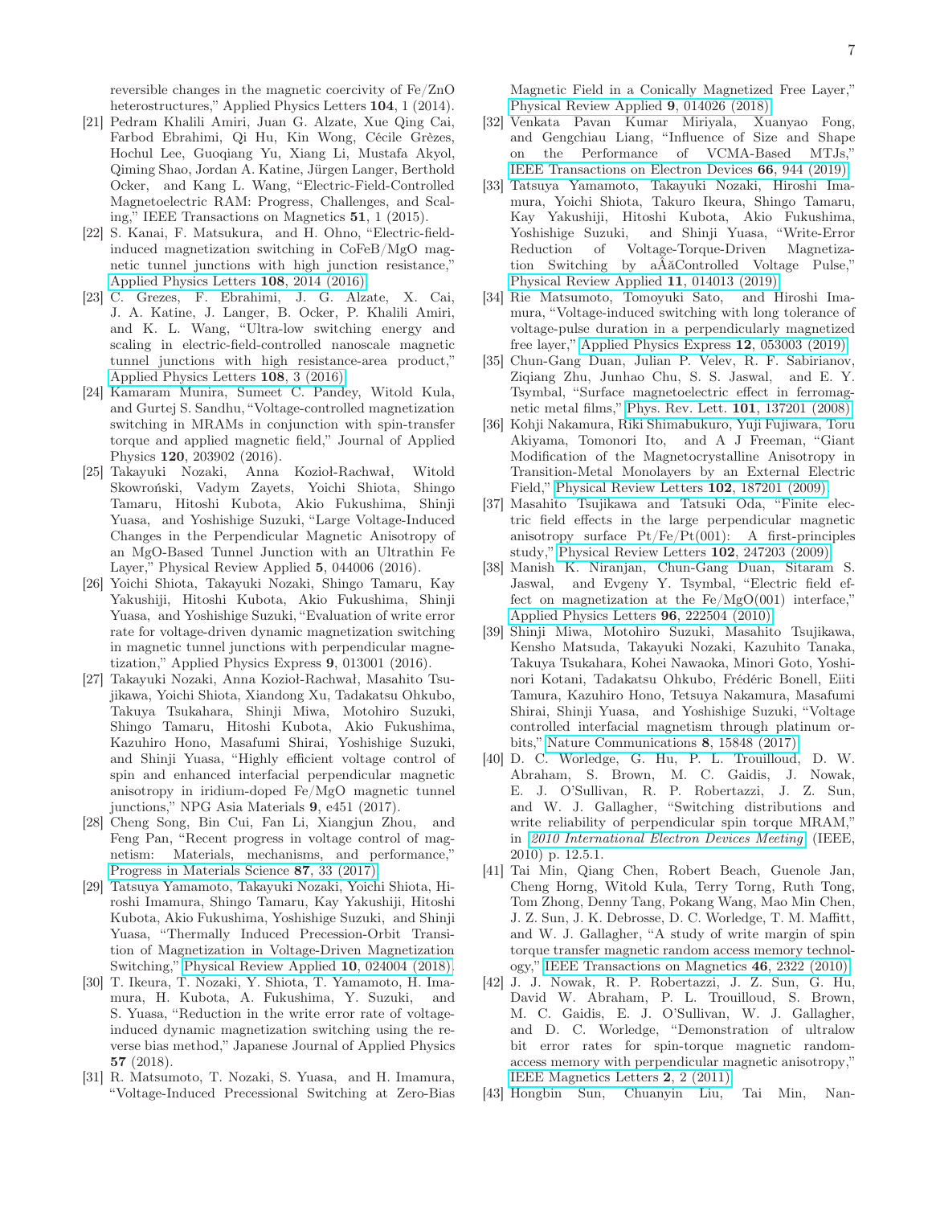reversible changes in the magnetic coercivity of Fe/ZnO heterostructures," Applied Physics Letters **104**, 1 (2014).

[21] Pedram Khalili Amiri, Juan G. Alzate, Xue Qing Cai, Farbod Ebrahimi, Qi Hu, Kin Wong, Cécile Grèzes, Hochul Lee, Guoqiang Yu, Xiang Li, Mehmet Akyol, Qiming Shao, Jordan A. Katine, Jürgen Langer, Berthold Ocker, and Kang L. Wang, "Electric-Field-Controlled Magnetoelectric RAM: Progress, Challenges, and Scaling," IEEE Transactions on Magnetics **51**, 1 (2015).

[22] S. Kanai, F. Matsukura, and H. Ohno, "Electric-field-induced magnetization switching in CoFeB/MgO magnetic tunnel junctions with high junction resistance," Applied Physics Letters **108**, 2014 (2016).

[23] C. Grezes, F. Ebrahimi, J. G. Alzate, X. Cai, J. A. Katine, J. Langer, B. Ocker, P. Khalili Amiri, and K. L. Wang, "Ultra-low switching energy and scaling in electric-field-controlled nanoscale magnetic tunnel junctions with high resistance-area product," Applied Physics Letters **108**, 3 (2016).

[24] Kamaram Munira, Sumeet C. Pandey, Witold Kula, and Gurtej S. Sandhu, "Voltage-controlled magnetization switching in MRAMs in conjunction with spin-transfer torque and applied magnetic field," Journal of Applied Physics **120**, 203902 (2016).

[25] Takayuki Nozaki, Anna Kozioł-Rachwał, Witold Skowroński, Vadym Zayets, Yoichi Shiota, Shingo Tamaru, Hitoshi Kubota, Akio Fukushima, Shinji Yuasa, and Yoshishige Suzuki, "Large Voltage-Induced Changes in the Perpendicular Magnetic Anisotropy of an MgO-Based Tunnel Junction with an Ultrathin Fe Layer," Physical Review Applied **5**, 044006 (2016).

[26] Yoichi Shiota, Takayuki Nozaki, Shingo Tamaru, Kay Yakushiji, Hitoshi Kubota, Akio Fukushima, Shinji Yuasa, and Yoshishige Suzuki, "Evaluation of write error rate for voltage-driven dynamic magnetization switching in magnetic tunnel junctions with perpendicular magnetization," Applied Physics Express **9**, 013001 (2016).

[27] Takayuki Nozaki, Anna Kozioł-Rachwał, Masahito Tsujikawa, Yoichi Shiota, Xiandong Xu, Tadakatsu Ohkubo, Takuya Tsukahara, Shinji Miwa, Motohiro Suzuki, Shingo Tamaru, Hitoshi Kubota, Akio Fukushima, Kazuhiro Hono, Masafumi Shirai, Yoshishige Suzuki, and Shinji Yuasa, "Highly efficient voltage control of spin and enhanced interfacial perpendicular magnetic anisotropy in iridium-doped Fe/MgO magnetic tunnel junctions," NPG Asia Materials **9**, e451 (2017).

[28] Cheng Song, Bin Cui, Fan Li, Xiangjun Zhou, and Feng Pan, "Recent progress in voltage control of magnetism: Materials, mechanisms, and performance," Progress in Materials Science **87**, 33 (2017).

[29] Tatsuya Yamamoto, Takayuki Nozaki, Yoichi Shiota, Hiroshi Imamura, Shingo Tamaru, Kay Yakushiji, Hitoshi Kubota, Akio Fukushima, Yoshishige Suzuki, and Shinji Yuasa, "Thermally Induced Precession-Orbit Transition of Magnetization in Voltage-Driven Magnetization Switching," Physical Review Applied **10**, 024004 (2018).

[30] T. Ikeura, T. Nozaki, Y. Shiota, T. Yamamoto, H. Imamura, H. Kubota, A. Fukushima, Y. Suzuki, and S. Yuasa, "Reduction in the write error rate of voltage-induced dynamic magnetization switching using the reverse bias method," Japanese Journal of Applied Physics **57** (2018).

[31] R. Matsumoto, T. Nozaki, S. Yuasa, and H. Imamura, "Voltage-Induced Precessional Switching at Zero-Bias Magnetic Field in a Conically Magnetized Free Layer," Physical Review Applied **9**, 014026 (2018).

[32] Venkata Pavan Kumar Miriyala, Xuanyao Fong, and Gengchiau Liang, "Influence of Size and Shape on the Performance of VCMA-Based MTJs," IEEE Transactions on Electron Devices **66**, 944 (2019).

[33] Tatsuya Yamamoto, Takayuki Nozaki, Hiroshi Imamura, Yoichi Shiota, Takuro Ikeura, Shingo Tamaru, Kay Yakushiji, Hitoshi Kubota, Akio Fukushima, Yoshishige Suzuki, and Shinji Yuasa, "Write-Error Reduction of Voltage-Torque-Driven Magnetization Switching by aÂăControlled Voltage Pulse," Physical Review Applied **11**, 014013 (2019).

[34] Rie Matsumoto, Tomoyuki Sato, and Hiroshi Imamura, "Voltage-induced switching with long tolerance of voltage-pulse duration in a perpendicularly magnetized free layer," Applied Physics Express **12**, 053003 (2019).

[35] Chun-Gang Duan, Julian P. Velev, R. F. Sabirianov, Ziqiang Zhu, Junhao Chu, S. S. Jaswal, and E. Y. Tsymbal, "Surface magnetoelectric effect in ferromagnetic metal films," Phys. Rev. Lett. **101**, 137201 (2008).

[36] Kohji Nakamura, Riki Shimabukuro, Yuji Fujiwara, Toru Akiyama, Tomonori Ito, and A J Freeman, "Giant Modification of the Magnetocrystalline Anisotropy in Transition-Metal Monolayers by an External Electric Field," Physical Review Letters **102**, 187201 (2009).

[37] Masahito Tsujikawa and Tatsuki Oda, "Finite electric field effects in the large perpendicular magnetic anisotropy surface Pt/Fe/Pt(001): A first-principles study," Physical Review Letters **102**, 247203 (2009).

[38] Manish K. Niranjan, Chun-Gang Duan, Sitaram S. Jaswal, and Evgeny Y. Tsymbal, "Electric field effect on magnetization at the Fe/MgO(001) interface," Applied Physics Letters **96**, 222504 (2010).

[39] Shinji Miwa, Motohiro Suzuki, Masahito Tsujikawa, Kensho Matsuda, Takayuki Nozaki, Kazuhito Tanaka, Takuya Tsukahara, Kohei Nawaoka, Minori Goto, Yoshinori Kotani, Tadakatsu Ohkubo, Frédéric Bonell, Eiiti Tamura, Kazuhiro Hono, Tetsuya Nakamura, Masafumi Shirai, Shinji Yuasa, and Yoshishige Suzuki, "Voltage controlled interfacial magnetism through platinum orbits," Nature Communications **8**, 15848 (2017).

[40] D. C. Worledge, G. Hu, P. L. Trouilloud, D. W. Abraham, S. Brown, M. C. Gaidis, J. Nowak, E. J. O'Sullivan, R. P. Robertazzi, J. Z. Sun, and W. J. Gallagher, "Switching distributions and write reliability of perpendicular spin torque MRAM," in *2010 International Electron Devices Meeting* (IEEE, 2010) p. 12.5.1.

[41] Tai Min, Qiang Chen, Robert Beach, Guenole Jan, Cheng Horng, Witold Kula, Terry Torng, Ruth Tong, Tom Zhong, Denny Tang, Pokang Wang, Mao Min Chen, J. Z. Sun, J. K. Debrosse, D. C. Worledge, T. M. Maffitt, and W. J. Gallagher, "A study of write margin of spin torque transfer magnetic random access memory technology," IEEE Transactions on Magnetics **46**, 2322 (2010).

[42] J. J. Nowak, R. P. Robertazzi, J. Z. Sun, G. Hu, David W. Abraham, P. L. Trouilloud, S. Brown, M. C. Gaidis, E. J. O'Sullivan, W. J. Gallagher, and D. C. Worledge, "Demonstration of ultralow bit error rates for spin-torque magnetic random-access memory with perpendicular magnetic anisotropy," IEEE Magnetics Letters **2**, 2 (2011).

[43] Hongbin Sun, Chuanyin Liu, Tai Min, Nan-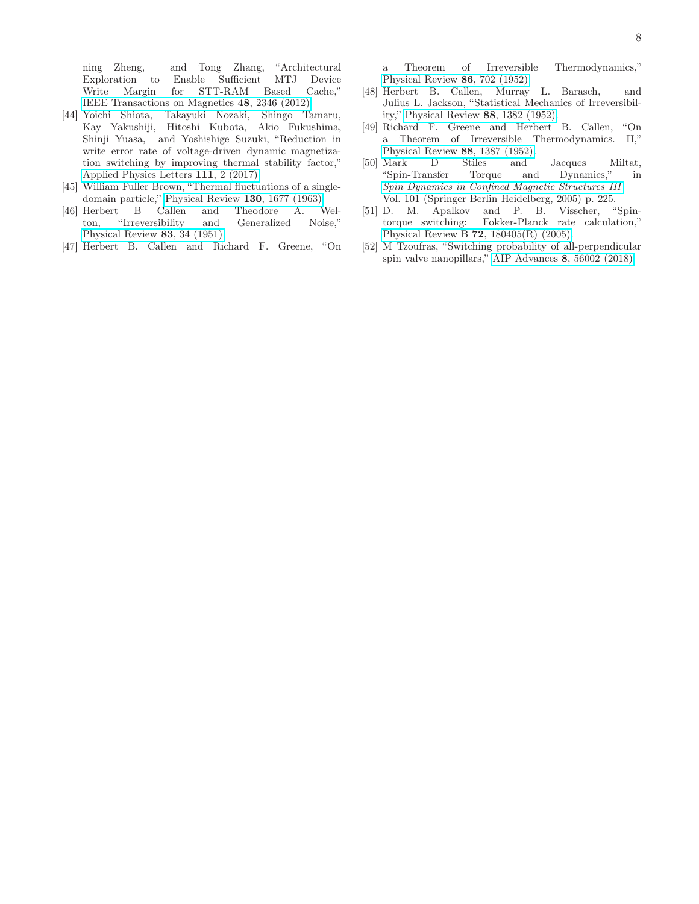ning Zheng, and Tong Zhang, "Architectural Exploration to Enable Sufficient MTJ Device Write Margin for STT-RAM Based Cache," IEEE Transactions on Magnetics **48**, 2346 (2012).

[44] Yoichi Shiota, Takayuki Nozaki, Shingo Tamaru, Kay Yakushiji, Hitoshi Kubota, Akio Fukushima, Shinji Yuasa, and Yoshishige Suzuki, "Reduction in write error rate of voltage-driven dynamic magnetization switching by improving thermal stability factor," Applied Physics Letters **111**, 2 (2017).

[45] William Fuller Brown, "Thermal fluctuations of a single-domain particle," Physical Review **130**, 1677 (1963).

[46] Herbert B Callen and Theodore A. Welton, "Irreversibility and Generalized Noise," Physical Review **83**, 34 (1951).

[47] Herbert B. Callen and Richard F. Greene, "On a Theorem of Irreversible Thermodynamics," Physical Review **86**, 702 (1952).

[48] Herbert B. Callen, Murray L. Barasch, and Julius L. Jackson, "Statistical Mechanics of Irreversibility," Physical Review **88**, 1382 (1952).

[49] Richard F. Greene and Herbert B. Callen, "On a Theorem of Irreversible Thermodynamics. II," Physical Review **88**, 1387 (1952).

[50] Mark D Stiles and Jacques Miltat, "Spin-Transfer Torque and Dynamics," in *Spin Dynamics in Confined Magnetic Structures III*, Vol. 101 (Springer Berlin Heidelberg, 2005) p. 225.

[51] D. M. Apalkov and P. B. Visscher, "Spin-torque switching: Fokker-Planck rate calculation," Physical Review B **72**, 180405(R) (2005).

[52] M Tzoufras, "Switching probability of all-perpendicular spin valve nanopillars," AIP Advances **8**, 56002 (2018).